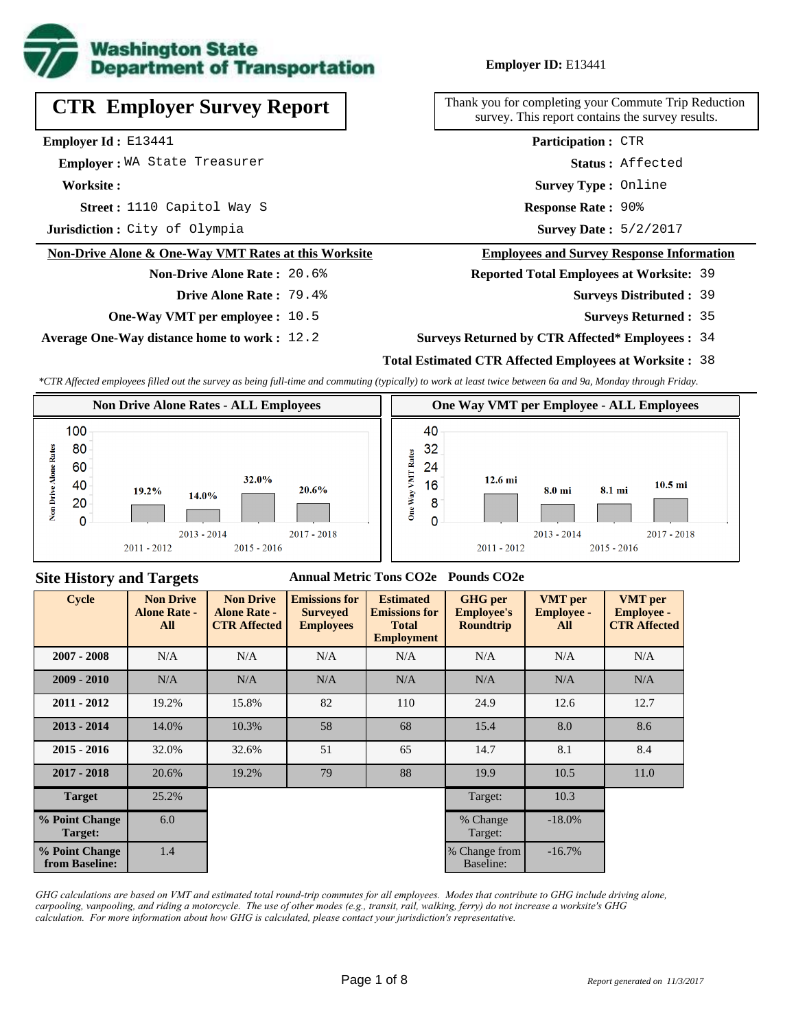**Employer ID:** E13441

# CTR Employer Survey Report

Thank you for completing your Commute Trip Reduction survey. This report contains the survey results.

**Employer Id :** E13441
**Employer :** WA State Treasurer
**Worksite :**
**Street :** 1110 Capitol Way S
**Jurisdiction :** City of Olympia

**Participation :** CTR
**Status :** Affected
**Survey Type :** Online
**Response Rate :** 90%
**Survey Date :** 5/2/2017

## Non-Drive Alone & One-Way VMT Rates at this Worksite

**Non-Drive Alone Rate :** 20.6%
**Drive Alone Rate :** 79.4%
**One-Way VMT per employee :** 10.5
**Average One-Way distance home to work :** 12.2

## Employees and Survey Response Information

**Reported Total Employees at Worksite:** 39
**Surveys Distributed :** 39
**Surveys Returned :** 35
**Surveys Returned by CTR Affected* Employees :** 34
**Total Estimated CTR Affected Employees at Worksite :** 38

*CTR Affected employees filled out the survey as being full-time and commuting (typically) to work at least twice between 6a and 9a, Monday through Friday.*

### Non Drive Alone Rates - ALL Employees

| Cycle | Non Drive Alone Rate |
|---|---|
| 2011 - 2012 | 19.2% |
| 2013 - 2014 | 14.0% |
| 2015 - 2016 | 32.0% |
| 2017 - 2018 | 20.6% |

### One Way VMT per Employee - ALL Employees

| Cycle | One Way VMT |
|---|---|
| 2011 - 2012 | 12.6 mi |
| 2013 - 2014 | 8.0 mi |
| 2015 - 2016 | 8.1 mi |
| 2017 - 2018 | 10.5 mi |

## Site History and Targets

Annual Metric Tons CO2e / Pounds CO2e

| Cycle | Non Drive Alone Rate - All | Non Drive Alone Rate - CTR Affected | Emissions for Surveyed Employees | Estimated Emissions for Total Employment | GHG per Employee's Roundtrip | VMT per Employee - All | VMT per Employee - CTR Affected |
|---|---|---|---|---|---|---|---|
| 2007 - 2008 | N/A | N/A | N/A | N/A | N/A | N/A | N/A |
| 2009 - 2010 | N/A | N/A | N/A | N/A | N/A | N/A | N/A |
| 2011 - 2012 | 19.2% | 15.8% | 82 | 110 | 24.9 | 12.6 | 12.7 |
| 2013 - 2014 | 14.0% | 10.3% | 58 | 68 | 15.4 | 8.0 | 8.6 |
| 2015 - 2016 | 32.0% | 32.6% | 51 | 65 | 14.7 | 8.1 | 8.4 |
| 2017 - 2018 | 20.6% | 19.2% | 79 | 88 | 19.9 | 10.5 | 11.0 |
| Target | 25.2% | | | | Target: | 10.3 | |
| % Point Change Target: | 6.0 | | | | % Change Target: | -18.0% | |
| % Point Change from Baseline: | 1.4 | | | | % Change from Baseline: | -16.7% | |

*GHG calculations are based on VMT and estimated total round-trip commutes for all employees. Modes that contribute to GHG include driving alone, carpooling, vanpooling, and riding a motorcycle. The use of other modes (e.g., transit, rail, walking, ferry) do not increase a worksite's GHG calculation. For more information about how GHG is calculated, please contact your jurisdiction's representative.*

*Report generated on 11/3/2017*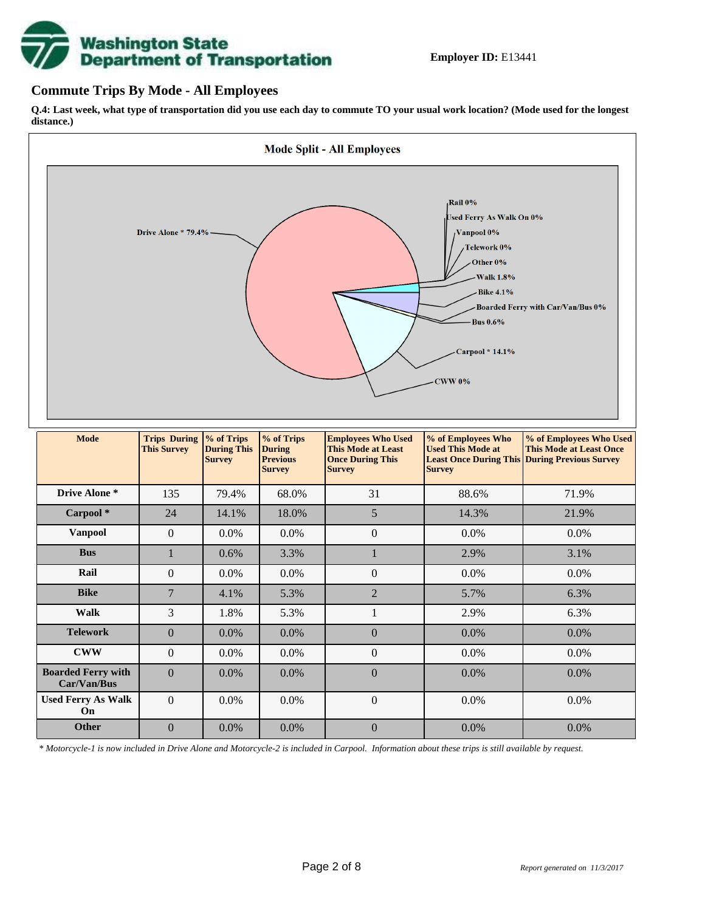**Employer ID:** E13441

## Commute Trips By Mode - All Employees

**Q.4: Last week, what type of transportation did you use each day to commute TO your usual work location? (Mode used for the longest distance.)**

**Mode Split - All Employees**

Drive Alone * 79.4%
Rail 0%
Used Ferry As Walk On 0%
Vanpool 0%
Telework 0%
Other 0%
Walk 1.8%
Bike 4.1%
Boarded Ferry with Car/Van/Bus 0%
Bus 0.6%
Carpool * 14.1%
CWW 0%

| Mode | Trips During This Survey | % of Trips During This Survey | % of Trips During Previous Survey | Employees Who Used This Mode at Least Once During This Survey | % of Employees Who Used This Mode at Least Once During This Survey | % of Employees Who Used This Mode at Least Once During Previous Survey |
|---|---|---|---|---|---|---|
| **Drive Alone *** | 135 | 79.4% | 68.0% | 31 | 88.6% | 71.9% |
| **Carpool *** | 24 | 14.1% | 18.0% | 5 | 14.3% | 21.9% |
| **Vanpool** | 0 | 0.0% | 0.0% | 0 | 0.0% | 0.0% |
| **Bus** | 1 | 0.6% | 3.3% | 1 | 2.9% | 3.1% |
| **Rail** | 0 | 0.0% | 0.0% | 0 | 0.0% | 0.0% |
| **Bike** | 7 | 4.1% | 5.3% | 2 | 5.7% | 6.3% |
| **Walk** | 3 | 1.8% | 5.3% | 1 | 2.9% | 6.3% |
| **Telework** | 0 | 0.0% | 0.0% | 0 | 0.0% | 0.0% |
| **CWW** | 0 | 0.0% | 0.0% | 0 | 0.0% | 0.0% |
| **Boarded Ferry with Car/Van/Bus** | 0 | 0.0% | 0.0% | 0 | 0.0% | 0.0% |
| **Used Ferry As Walk On** | 0 | 0.0% | 0.0% | 0 | 0.0% | 0.0% |
| **Other** | 0 | 0.0% | 0.0% | 0 | 0.0% | 0.0% |

*\* Motorcycle-1 is now included in Drive Alone and Motorcycle-2 is included in Carpool. Information about these trips is still available by request.*

*Report generated on 11/3/2017*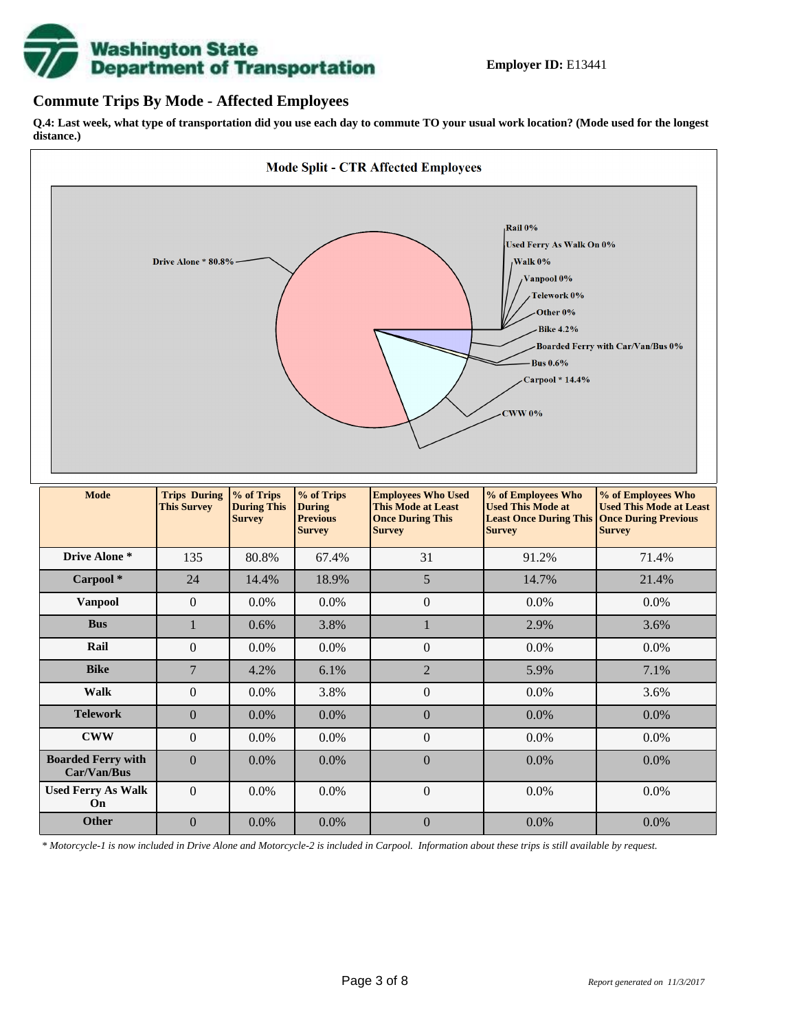**Employer ID:** E13441

## Commute Trips By Mode - Affected Employees

**Q.4: Last week, what type of transportation did you use each day to commute TO your usual work location? (Mode used for the longest distance.)**

**Mode Split - CTR Affected Employees**

Drive Alone * 80.8%
Rail 0%
Used Ferry As Walk On 0%
Walk 0%
Vanpool 0%
Telework 0%
Other 0%
Bike 4.2%
Boarded Ferry with Car/Van/Bus 0%
Bus 0.6%
Carpool * 14.4%
CWW 0%

| Mode | Trips During This Survey | % of Trips During This Survey | % of Trips During Previous Survey | Employees Who Used This Mode at Least Once During This Survey | % of Employees Who Used This Mode at Least Once During This Survey | % of Employees Who Used This Mode at Least Once During Previous Survey |
|---|---|---|---|---|---|---|
| **Drive Alone *** | 135 | 80.8% | 67.4% | 31 | 91.2% | 71.4% |
| **Carpool *** | 24 | 14.4% | 18.9% | 5 | 14.7% | 21.4% |
| **Vanpool** | 0 | 0.0% | 0.0% | 0 | 0.0% | 0.0% |
| **Bus** | 1 | 0.6% | 3.8% | 1 | 2.9% | 3.6% |
| **Rail** | 0 | 0.0% | 0.0% | 0 | 0.0% | 0.0% |
| **Bike** | 7 | 4.2% | 6.1% | 2 | 5.9% | 7.1% |
| **Walk** | 0 | 0.0% | 3.8% | 0 | 0.0% | 3.6% |
| **Telework** | 0 | 0.0% | 0.0% | 0 | 0.0% | 0.0% |
| **CWW** | 0 | 0.0% | 0.0% | 0 | 0.0% | 0.0% |
| **Boarded Ferry with Car/Van/Bus** | 0 | 0.0% | 0.0% | 0 | 0.0% | 0.0% |
| **Used Ferry As Walk On** | 0 | 0.0% | 0.0% | 0 | 0.0% | 0.0% |
| **Other** | 0 | 0.0% | 0.0% | 0 | 0.0% | 0.0% |

*\* Motorcycle-1 is now included in Drive Alone and Motorcycle-2 is included in Carpool. Information about these trips is still available by request.*

*Report generated on 11/3/2017*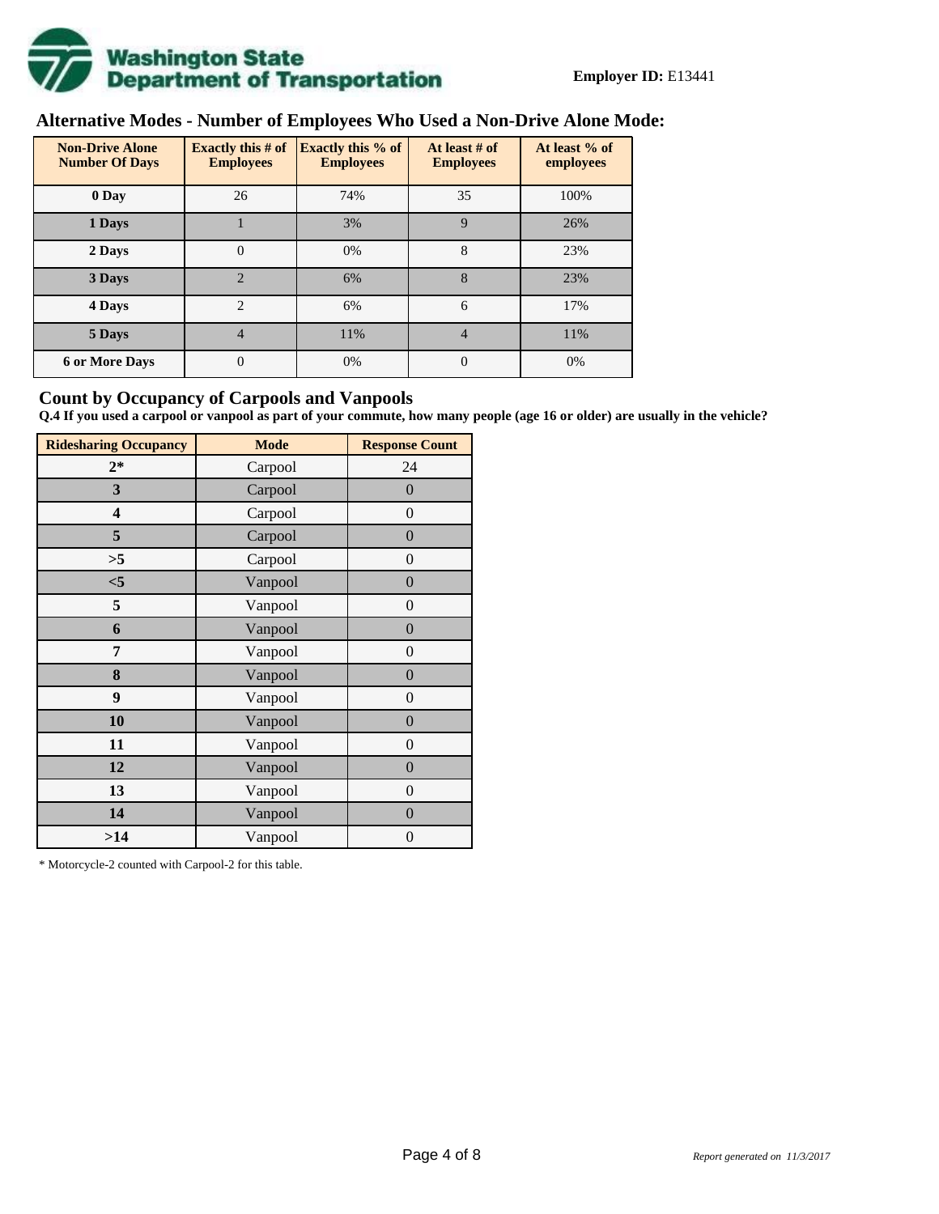**Employer ID:** E13441

## Alternative Modes - Number of Employees Who Used a Non-Drive Alone Mode:

| Non-Drive Alone Number Of Days | Exactly this # of Employees | Exactly this % of Employees | At least # of Employees | At least % of employees |
|---|---|---|---|---|
| 0 Day | 26 | 74% | 35 | 100% |
| 1 Days | 1 | 3% | 9 | 26% |
| 2 Days | 0 | 0% | 8 | 23% |
| 3 Days | 2 | 6% | 8 | 23% |
| 4 Days | 2 | 6% | 6 | 17% |
| 5 Days | 4 | 11% | 4 | 11% |
| 6 or More Days | 0 | 0% | 0 | 0% |

## Count by Occupancy of Carpools and Vanpools

**Q.4 If you used a carpool or vanpool as part of your commute, how many people (age 16 or older) are usually in the vehicle?**

| Ridesharing Occupancy | Mode | Response Count |
|---|---|---|
| 2* | Carpool | 24 |
| 3 | Carpool | 0 |
| 4 | Carpool | 0 |
| 5 | Carpool | 0 |
| >5 | Carpool | 0 |
| <5 | Vanpool | 0 |
| 5 | Vanpool | 0 |
| 6 | Vanpool | 0 |
| 7 | Vanpool | 0 |
| 8 | Vanpool | 0 |
| 9 | Vanpool | 0 |
| 10 | Vanpool | 0 |
| 11 | Vanpool | 0 |
| 12 | Vanpool | 0 |
| 13 | Vanpool | 0 |
| 14 | Vanpool | 0 |
| >14 | Vanpool | 0 |

* Motorcycle-2 counted with Carpool-2 for this table.

*Report generated on 11/3/2017*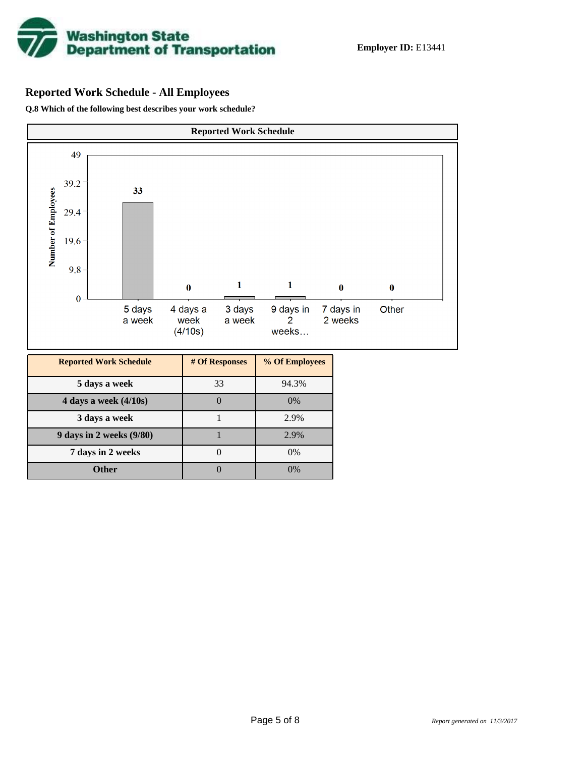**Employer ID:** E13441

## Reported Work Schedule - All Employees

**Q.8 Which of the following best describes your work schedule?**

**Reported Work Schedule**

| Reported Work Schedule | # Of Responses | % Of Employees |
|---|---|---|
| 5 days a week | 33 | 94.3% |
| 4 days a week (4/10s) | 0 | 0% |
| 3 days a week | 1 | 2.9% |
| 9 days in 2 weeks (9/80) | 1 | 2.9% |
| 7 days in 2 weeks | 0 | 0% |
| Other | 0 | 0% |

*Report generated on 11/3/2017*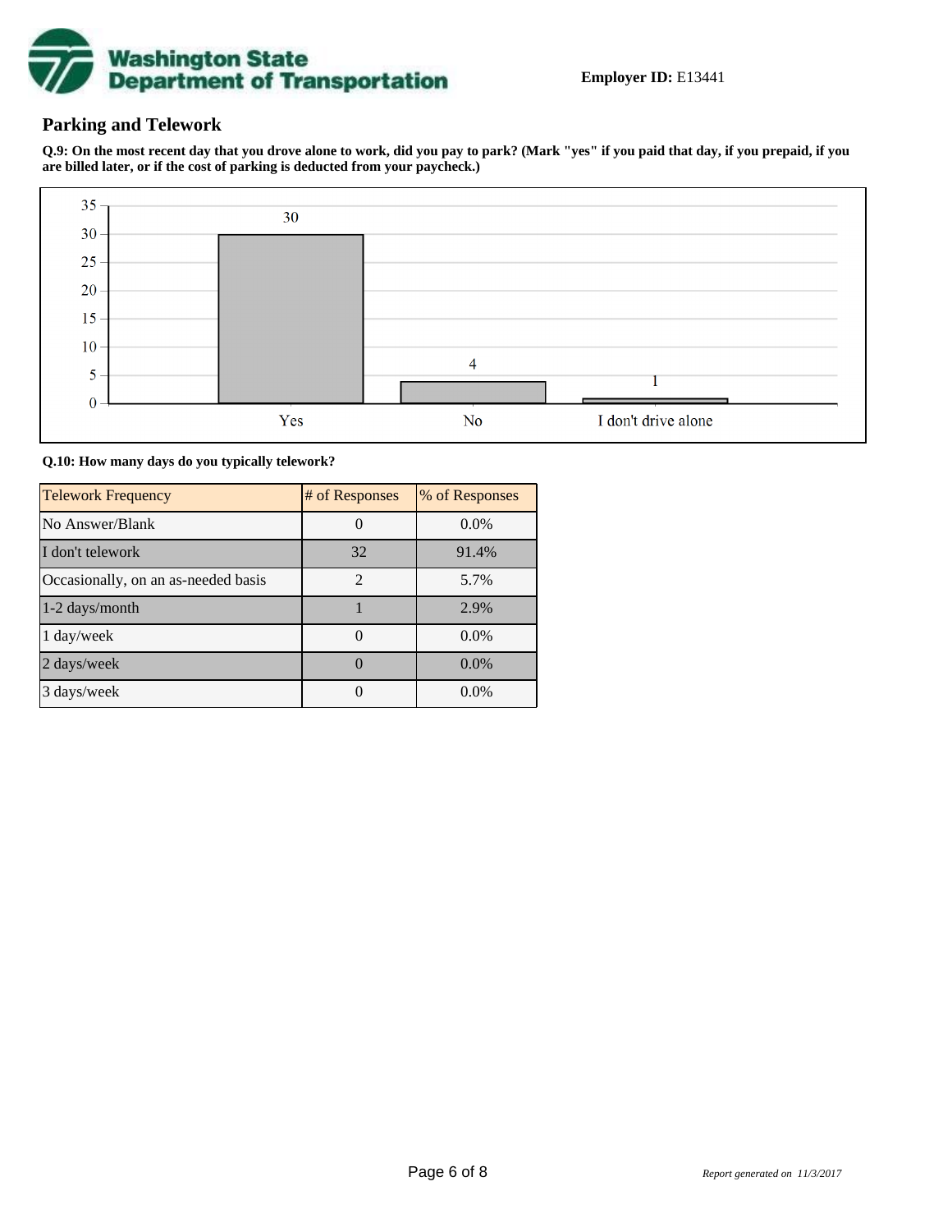**Employer ID:** E13441

## Parking and Telework

**Q.9: On the most recent day that you drove alone to work, did you pay to park? (Mark "yes" if you paid that day, if you prepaid, if you are billed later, or if the cost of parking is deducted from your paycheck.)**

| Response | Count |
| --- | --- |
| Yes | 30 |
| No | 4 |
| I don't drive alone | 1 |

**Q.10: How many days do you typically telework?**

| Telework Frequency | # of Responses | % of Responses |
| --- | --- | --- |
| No Answer/Blank | 0 | 0.0% |
| I don't telework | 32 | 91.4% |
| Occasionally, on an as-needed basis | 2 | 5.7% |
| 1-2 days/month | 1 | 2.9% |
| 1 day/week | 0 | 0.0% |
| 2 days/week | 0 | 0.0% |
| 3 days/week | 0 | 0.0% |

*Report generated on 11/3/2017*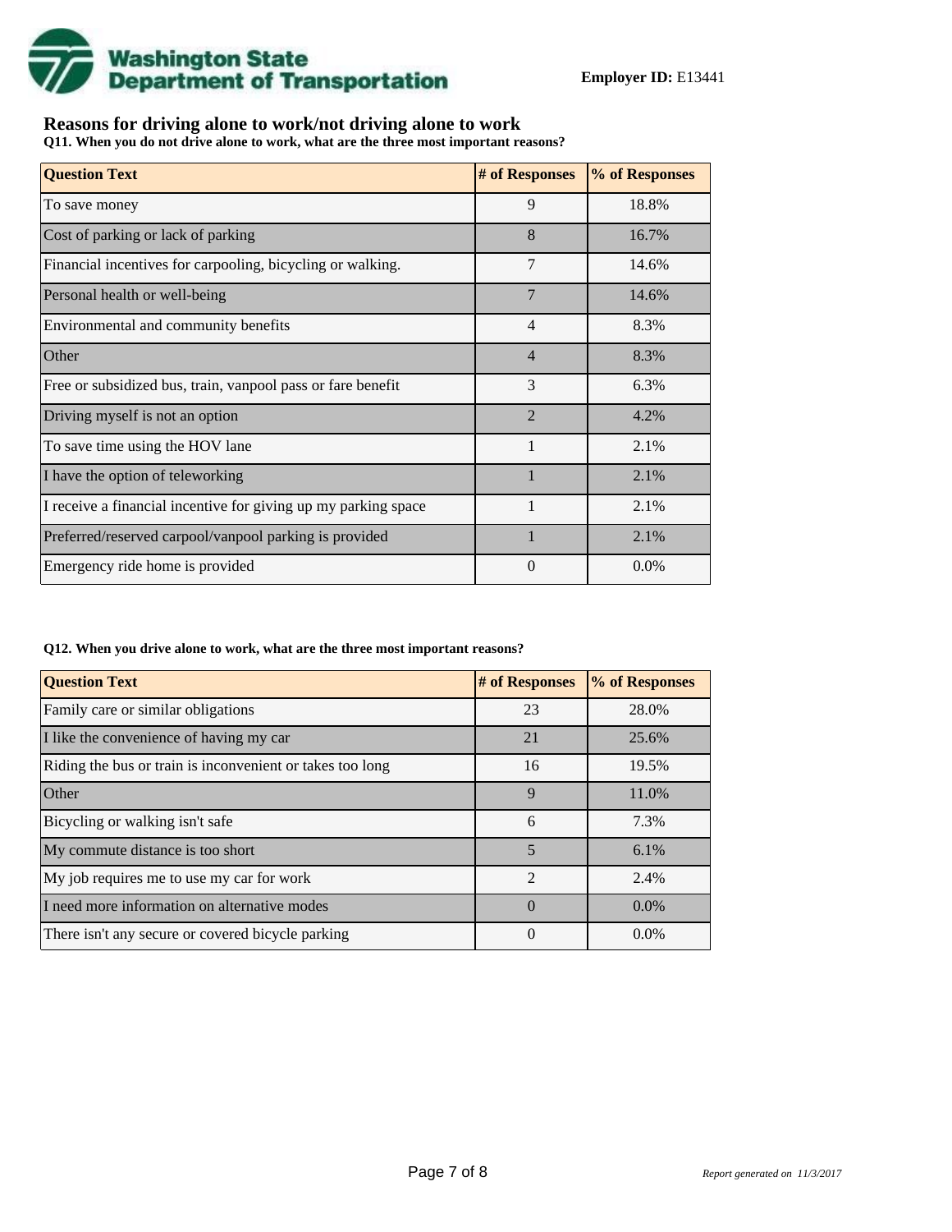**Employer ID:** E13441

## Reasons for driving alone to work/not driving alone to work

**Q11. When you do not drive alone to work, what are the three most important reasons?**

| Question Text | # of Responses | % of Responses |
|---|---|---|
| To save money | 9 | 18.8% |
| Cost of parking or lack of parking | 8 | 16.7% |
| Financial incentives for carpooling, bicycling or walking. | 7 | 14.6% |
| Personal health or well-being | 7 | 14.6% |
| Environmental and community benefits | 4 | 8.3% |
| Other | 4 | 8.3% |
| Free or subsidized bus, train, vanpool pass or fare benefit | 3 | 6.3% |
| Driving myself is not an option | 2 | 4.2% |
| To save time using the HOV lane | 1 | 2.1% |
| I have the option of teleworking | 1 | 2.1% |
| I receive a financial incentive for giving up my parking space | 1 | 2.1% |
| Preferred/reserved carpool/vanpool parking is provided | 1 | 2.1% |
| Emergency ride home is provided | 0 | 0.0% |

**Q12. When you drive alone to work, what are the three most important reasons?**

| Question Text | # of Responses | % of Responses |
|---|---|---|
| Family care or similar obligations | 23 | 28.0% |
| I like the convenience of having my car | 21 | 25.6% |
| Riding the bus or train is inconvenient or takes too long | 16 | 19.5% |
| Other | 9 | 11.0% |
| Bicycling or walking isn't safe | 6 | 7.3% |
| My commute distance is too short | 5 | 6.1% |
| My job requires me to use my car for work | 2 | 2.4% |
| I need more information on alternative modes | 0 | 0.0% |
| There isn't any secure or covered bicycle parking | 0 | 0.0% |

*Report generated on 11/3/2017*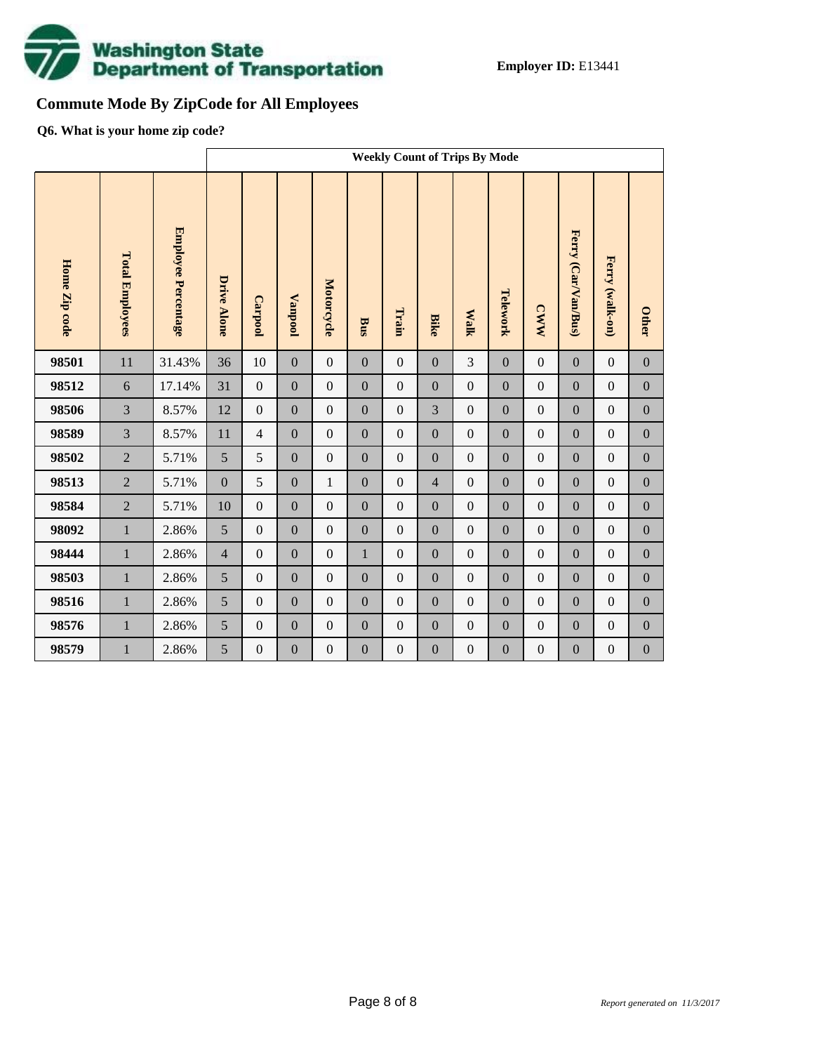**Employer ID:** E13441

## Commute Mode By ZipCode for All Employees

**Q6. What is your home zip code?**

| | | | Weekly Count of Trips By Mode | | | | | | | | | | | | | |
|---|---|---|---|---|---|---|---|---|---|---|---|---|---|---|---|---|
| **Home Zip code** | **Total Employees** | **Employee Percentage** | **Drive Alone** | **Carpool** | **Vanpool** | **Motorcycle** | **Bus** | **Train** | **Bike** | **Walk** | **Telework** | **CWW** | **Ferry (Car/Van/Bus)** | **Ferry (walk-on)** | **Other** |
| **98501** | 11 | 31.43% | 36 | 10 | 0 | 0 | 0 | 0 | 0 | 3 | 0 | 0 | 0 | 0 | 0 |
| **98512** | 6 | 17.14% | 31 | 0 | 0 | 0 | 0 | 0 | 0 | 0 | 0 | 0 | 0 | 0 | 0 |
| **98506** | 3 | 8.57% | 12 | 0 | 0 | 0 | 0 | 0 | 3 | 0 | 0 | 0 | 0 | 0 | 0 |
| **98589** | 3 | 8.57% | 11 | 4 | 0 | 0 | 0 | 0 | 0 | 0 | 0 | 0 | 0 | 0 | 0 |
| **98502** | 2 | 5.71% | 5 | 5 | 0 | 0 | 0 | 0 | 0 | 0 | 0 | 0 | 0 | 0 | 0 |
| **98513** | 2 | 5.71% | 0 | 5 | 0 | 1 | 0 | 0 | 4 | 0 | 0 | 0 | 0 | 0 | 0 |
| **98584** | 2 | 5.71% | 10 | 0 | 0 | 0 | 0 | 0 | 0 | 0 | 0 | 0 | 0 | 0 | 0 |
| **98092** | 1 | 2.86% | 5 | 0 | 0 | 0 | 0 | 0 | 0 | 0 | 0 | 0 | 0 | 0 | 0 |
| **98444** | 1 | 2.86% | 4 | 0 | 0 | 0 | 1 | 0 | 0 | 0 | 0 | 0 | 0 | 0 | 0 |
| **98503** | 1 | 2.86% | 5 | 0 | 0 | 0 | 0 | 0 | 0 | 0 | 0 | 0 | 0 | 0 | 0 |
| **98516** | 1 | 2.86% | 5 | 0 | 0 | 0 | 0 | 0 | 0 | 0 | 0 | 0 | 0 | 0 | 0 |
| **98576** | 1 | 2.86% | 5 | 0 | 0 | 0 | 0 | 0 | 0 | 0 | 0 | 0 | 0 | 0 | 0 |
| **98579** | 1 | 2.86% | 5 | 0 | 0 | 0 | 0 | 0 | 0 | 0 | 0 | 0 | 0 | 0 | 0 |

*Report generated on 11/3/2017*